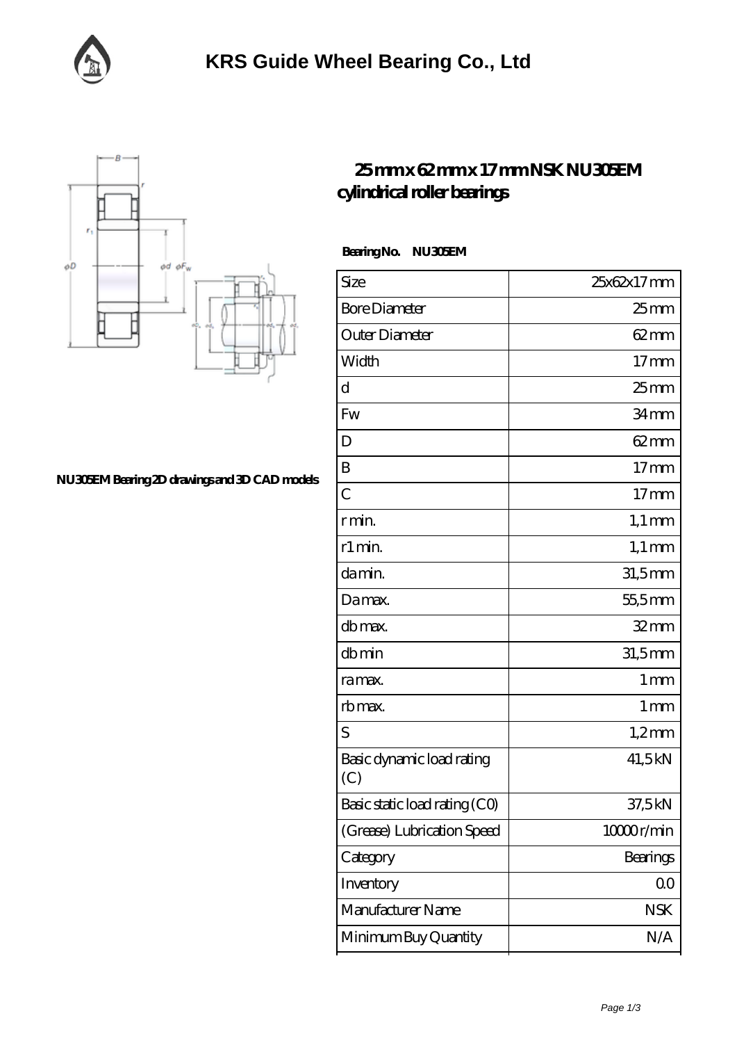# KRS Guide Wheel Bearing Co., Ltd

## 25 mm x 62 mm x 17 mm NSK NU305EM cylindrical roller bearings

NU305EM Bearing 2D drawings and 3D CAD models

**Bearing No. NU305EM**

| Size | 25x62x17 mm |
|---|---|
| Bore Diameter | 25 mm |
| Outer Diameter | 62 mm |
| Width | 17 mm |
| d | 25 mm |
| Fw | 34 mm |
| D | 62 mm |
| B | 17 mm |
| C | 17 mm |
| r min. | 1,1 mm |
| r1 min. | 1,1 mm |
| da min. | 31,5 mm |
| Da max. | 55,5 mm |
| db max. | 32 mm |
| db min | 31,5 mm |
| ra max. | 1 mm |
| rb max. | 1 mm |
| S | 1,2 mm |
| Basic dynamic load rating (C) | 41,5 kN |
| Basic static load rating (C0) | 37,5 kN |
| (Grease) Lubrication Speed | 10000 r/min |
| Category | Bearings |
| Inventory | 0.0 |
| Manufacturer Name | NSK |
| Minimum Buy Quantity | N/A |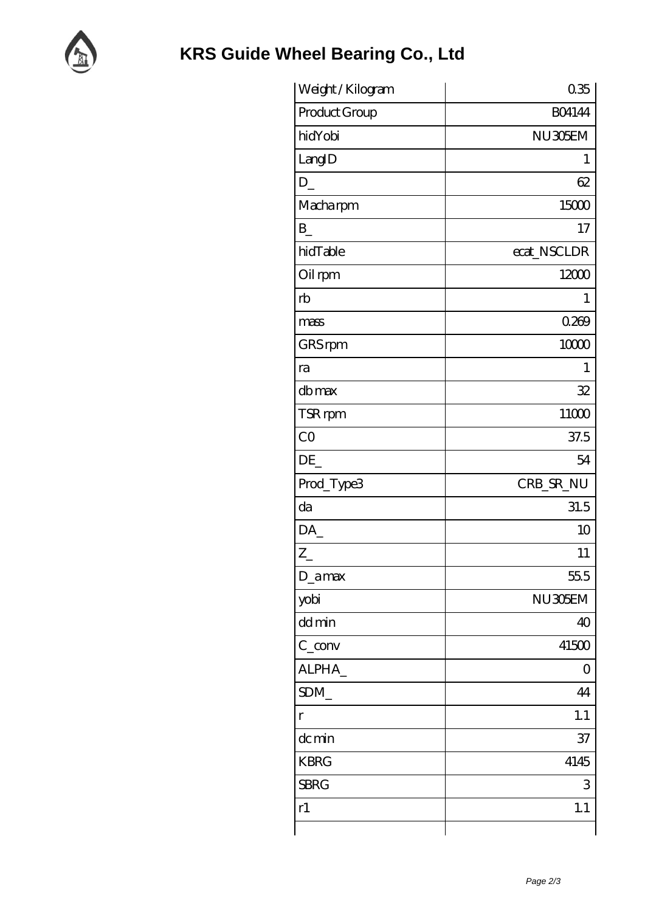# KRS Guide Wheel Bearing Co., Ltd

| Weight / Kilogram | 0.35 |
| --- | --- |
| Product Group | B04144 |
| hidYobi | NU305EM |
| LangID | 1 |
| D_ | 62 |
| Macha rpm | 15000 |
| B_ | 17 |
| hidTable | ecat_NSCLDR |
| Oil rpm | 12000 |
| rb | 1 |
| mass | 0.269 |
| GRS rpm | 10000 |
| ra | 1 |
| db max | 32 |
| TSR rpm | 11000 |
| C0 | 37.5 |
| DE_ | 54 |
| Prod_Type3 | CRB_SR_NU |
| da | 31.5 |
| DA_ | 10 |
| Z_ | 11 |
| D_a max | 55.5 |
| yobi | NU305EM |
| dd min | 40 |
| C_conv | 41500 |
| ALPHA_ | 0 |
| SDM_ | 44 |
| r | 1.1 |
| dc min | 37 |
| KBRG | 4145 |
| SBRG | 3 |
| r1 | 1.1 |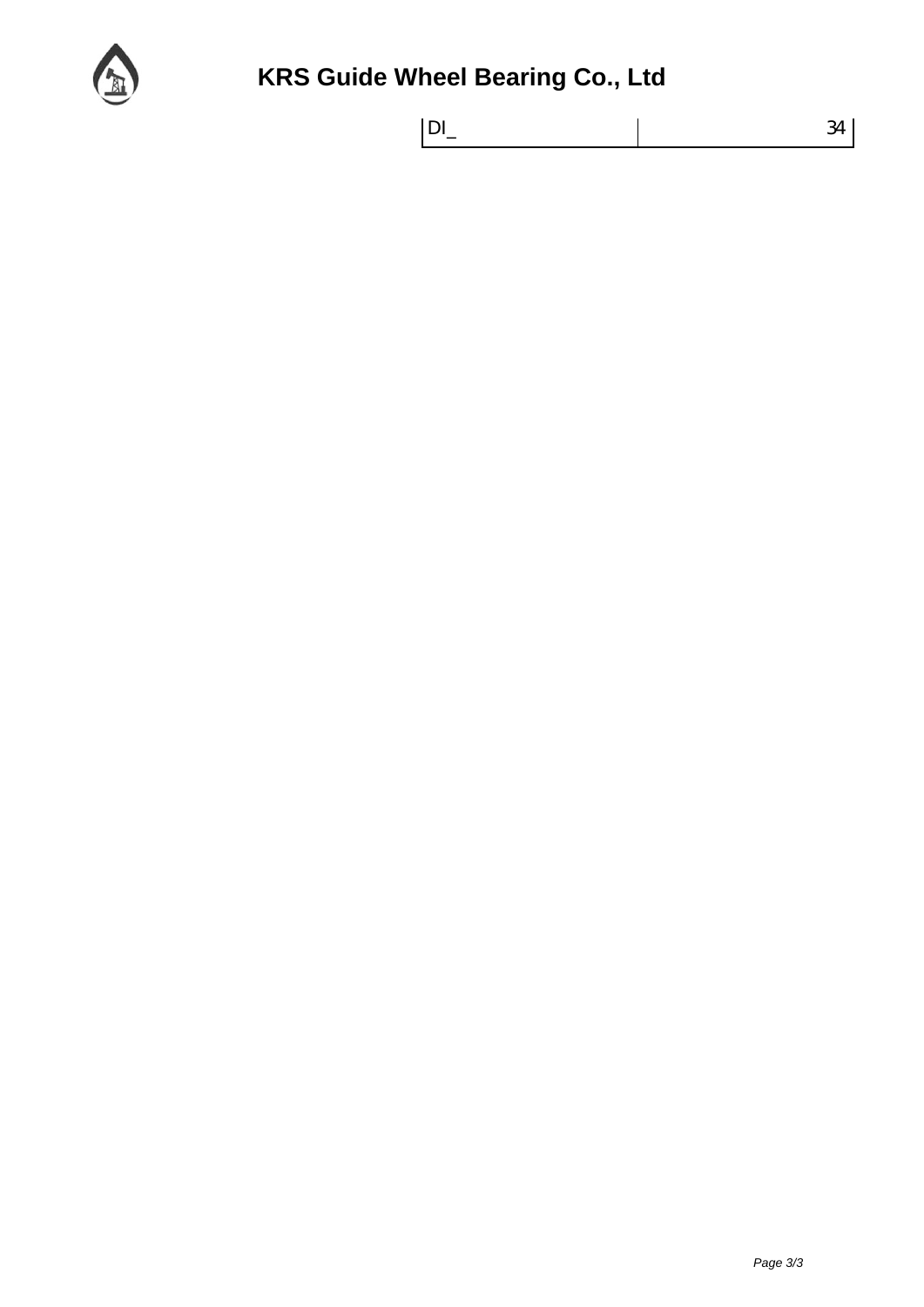| | |
|---|---|
| DI_ | 34 |